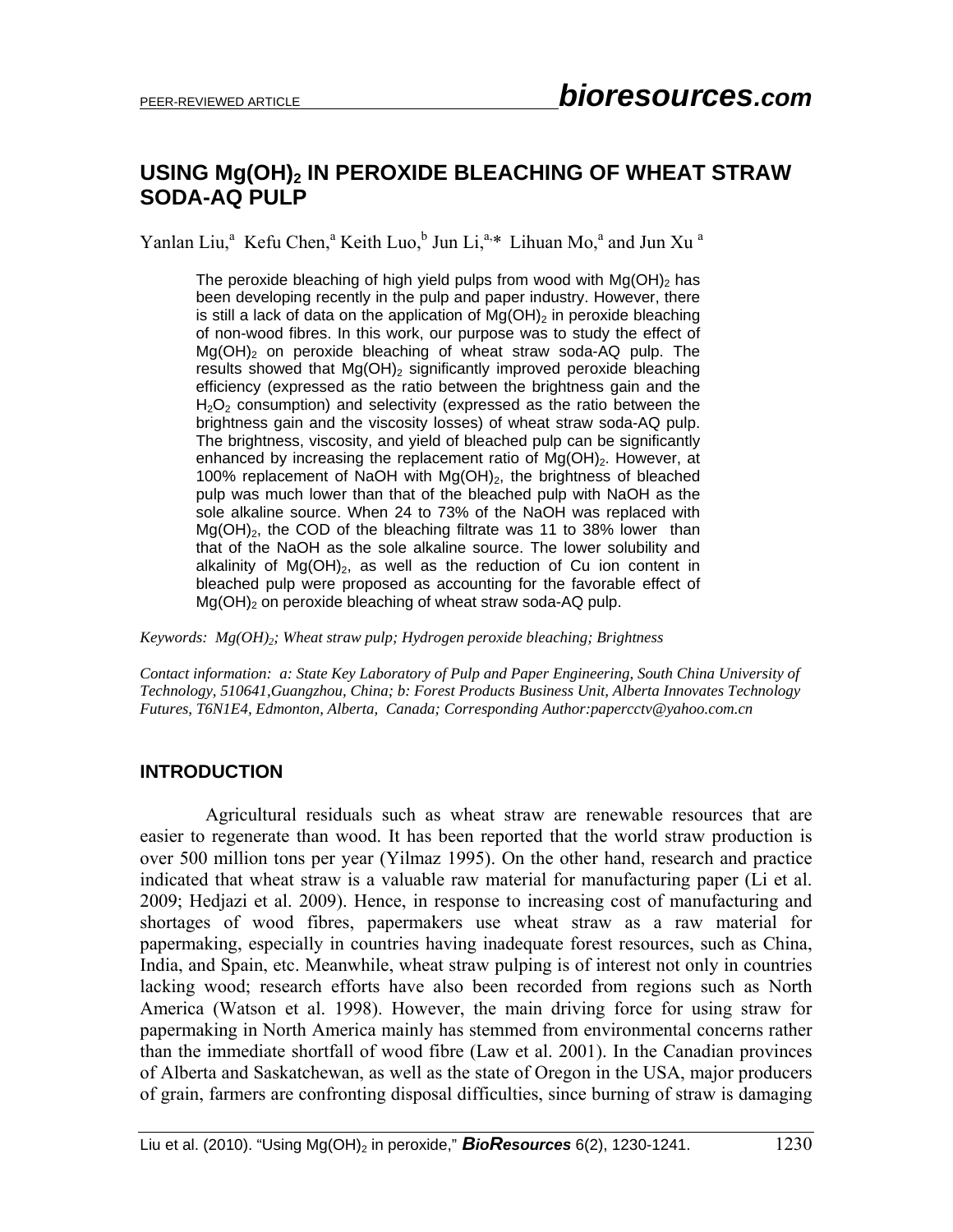# USING $Mg(OH)_2$ IN PEROXIDE BLEACHING OF WHEAT STRAW SODA-AQ PULP

Yanlan Liu,[a] Kefu Chen,[a] Keith Luo,[b] Jun Li,[a,*] Lihuan Mo,[a] and Jun Xu [a]

The peroxide bleaching of high yield pulps from wood with $Mg(OH)_2$ has been developing recently in the pulp and paper industry. However, there is still a lack of data on the application of $Mg(OH)_2$ in peroxide bleaching of non-wood fibres. In this work, our purpose was to study the effect of $Mg(OH)_2$ on peroxide bleaching of wheat straw soda-AQ pulp. The results showed that $Mg(OH)_2$ significantly improved peroxide bleaching efficiency (expressed as the ratio between the brightness gain and the $H_2O_2$ consumption) and selectivity (expressed as the ratio between the brightness gain and the viscosity losses) of wheat straw soda-AQ pulp. The brightness, viscosity, and yield of bleached pulp can be significantly enhanced by increasing the replacement ratio of $Mg(OH)_2$. However, at 100% replacement of NaOH with $Mg(OH)_2$, the brightness of bleached pulp was much lower than that of the bleached pulp with NaOH as the sole alkaline source. When 24 to 73% of the NaOH was replaced with $Mg(OH)_2$, the COD of the bleaching filtrate was 11 to 38% lower than that of the NaOH as the sole alkaline source. The lower solubility and alkalinity of $Mg(OH)_2$, as well as the reduction of Cu ion content in bleached pulp were proposed as accounting for the favorable effect of $Mg(OH)_2$ on peroxide bleaching of wheat straw soda-AQ pulp.

*Keywords: $Mg(OH)_2$; Wheat straw pulp; Hydrogen peroxide bleaching; Brightness*

*Contact information: a: State Key Laboratory of Pulp and Paper Engineering, South China University of Technology, 510641,Guangzhou, China; b: Forest Products Business Unit, Alberta Innovates Technology Futures, T6N1E4, Edmonton, Alberta, Canada; Corresponding Author:papercctv@yahoo.com.cn*

## INTRODUCTION

Agricultural residuals such as wheat straw are renewable resources that are easier to regenerate than wood. It has been reported that the world straw production is over 500 million tons per year (Yilmaz 1995). On the other hand, research and practice indicated that wheat straw is a valuable raw material for manufacturing paper (Li et al. 2009; Hedjazi et al. 2009). Hence, in response to increasing cost of manufacturing and shortages of wood fibres, papermakers use wheat straw as a raw material for papermaking, especially in countries having inadequate forest resources, such as China, India, and Spain, etc. Meanwhile, wheat straw pulping is of interest not only in countries lacking wood; research efforts have also been recorded from regions such as North America (Watson et al. 1998). However, the main driving force for using straw for papermaking in North America mainly has stemmed from environmental concerns rather than the immediate shortfall of wood fibre (Law et al. 2001). In the Canadian provinces of Alberta and Saskatchewan, as well as the state of Oregon in the USA, major producers of grain, farmers are confronting disposal difficulties, since burning of straw is damaging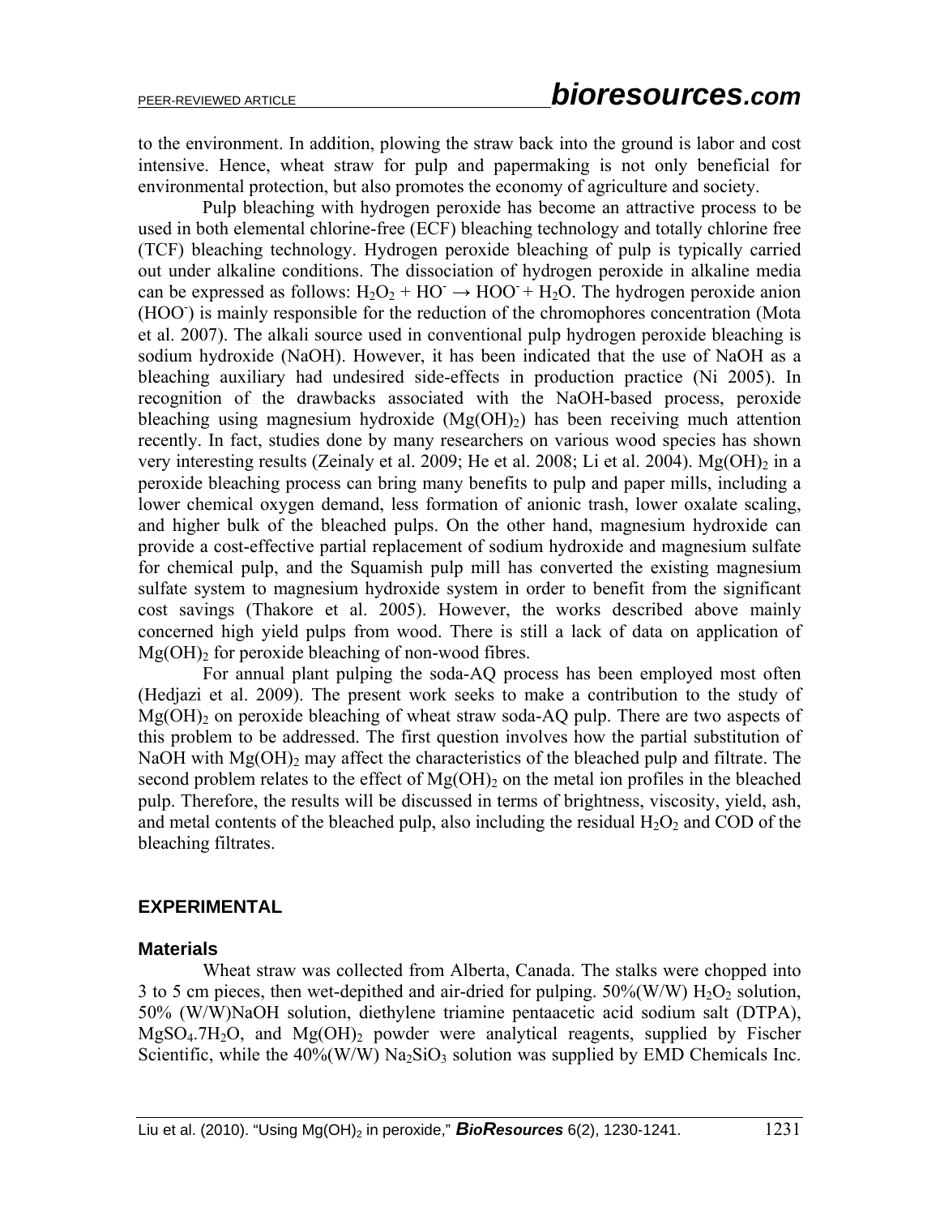to the environment. In addition, plowing the straw back into the ground is labor and cost intensive. Hence, wheat straw for pulp and papermaking is not only beneficial for environmental protection, but also promotes the economy of agriculture and society.

Pulp bleaching with hydrogen peroxide has become an attractive process to be used in both elemental chlorine-free (ECF) bleaching technology and totally chlorine free (TCF) bleaching technology. Hydrogen peroxide bleaching of pulp is typically carried out under alkaline conditions. The dissociation of hydrogen peroxide in alkaline media can be expressed as follows: $H_2O_2 + HO^- \rightarrow HOO^- + H_2O$. The hydrogen peroxide anion ($HOO^-$) is mainly responsible for the reduction of the chromophores concentration (Mota et al. 2007). The alkali source used in conventional pulp hydrogen peroxide bleaching is sodium hydroxide (NaOH). However, it has been indicated that the use of NaOH as a bleaching auxiliary had undesired side-effects in production practice (Ni 2005). In recognition of the drawbacks associated with the NaOH-based process, peroxide bleaching using magnesium hydroxide ($Mg(OH)_2$) has been receiving much attention recently. In fact, studies done by many researchers on various wood species has shown very interesting results (Zeinaly et al. 2009; He et al. 2008; Li et al. 2004). $Mg(OH)_2$ in a peroxide bleaching process can bring many benefits to pulp and paper mills, including a lower chemical oxygen demand, less formation of anionic trash, lower oxalate scaling, and higher bulk of the bleached pulps. On the other hand, magnesium hydroxide can provide a cost-effective partial replacement of sodium hydroxide and magnesium sulfate for chemical pulp, and the Squamish pulp mill has converted the existing magnesium sulfate system to magnesium hydroxide system in order to benefit from the significant cost savings (Thakore et al. 2005). However, the works described above mainly concerned high yield pulps from wood. There is still a lack of data on application of $Mg(OH)_2$ for peroxide bleaching of non-wood fibres.

For annual plant pulping the soda-AQ process has been employed most often (Hedjazi et al. 2009). The present work seeks to make a contribution to the study of $Mg(OH)_2$ on peroxide bleaching of wheat straw soda-AQ pulp. There are two aspects of this problem to be addressed. The first question involves how the partial substitution of NaOH with $Mg(OH)_2$ may affect the characteristics of the bleached pulp and filtrate. The second problem relates to the effect of $Mg(OH)_2$ on the metal ion profiles in the bleached pulp. Therefore, the results will be discussed in terms of brightness, viscosity, yield, ash, and metal contents of the bleached pulp, also including the residual $H_2O_2$ and COD of the bleaching filtrates.

## EXPERIMENTAL

### Materials

Wheat straw was collected from Alberta, Canada. The stalks were chopped into 3 to 5 cm pieces, then wet-depithed and air-dried for pulping. 50%(W/W) $H_2O_2$ solution, 50% (W/W)NaOH solution, diethylene triamine pentaacetic acid sodium salt (DTPA), $MgSO_4.7H_2O$, and $Mg(OH)_2$ powder were analytical reagents, supplied by Fischer Scientific, while the 40%(W/W) $Na_2SiO_3$ solution was supplied by EMD Chemicals Inc.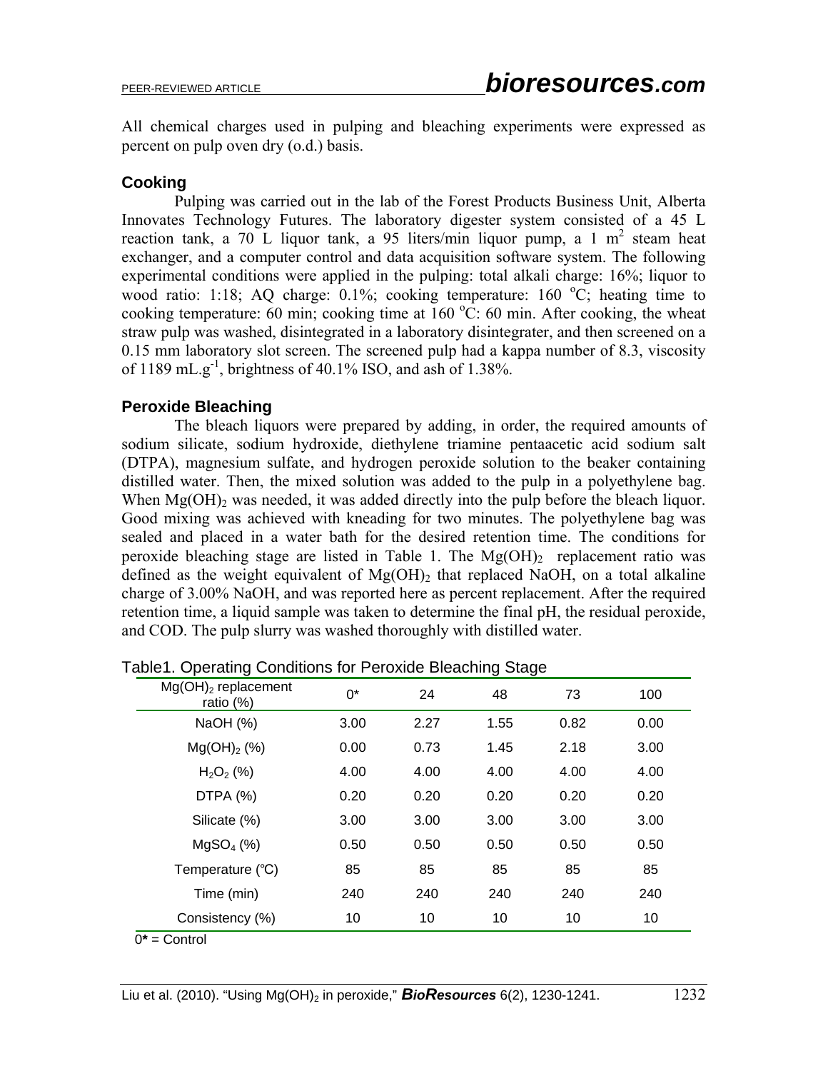All chemical charges used in pulping and bleaching experiments were expressed as percent on pulp oven dry (o.d.) basis.

### Cooking

Pulping was carried out in the lab of the Forest Products Business Unit, Alberta Innovates Technology Futures. The laboratory digester system consisted of a 45 L reaction tank, a 70 L liquor tank, a 95 liters/min liquor pump, a 1 $m^2$ steam heat exchanger, and a computer control and data acquisition software system. The following experimental conditions were applied in the pulping: total alkali charge: 16%; liquor to wood ratio: 1:18; AQ charge: 0.1%; cooking temperature: 160 $^oC$; heating time to cooking temperature: 60 min; cooking time at 160 $^oC$: 60 min. After cooking, the wheat straw pulp was washed, disintegrated in a laboratory disintegrater, and then screened on a 0.15 mm laboratory slot screen. The screened pulp had a kappa number of 8.3, viscosity of 1189 $mL.g^{-1}$, brightness of 40.1% ISO, and ash of 1.38%.

### Peroxide Bleaching

The bleach liquors were prepared by adding, in order, the required amounts of sodium silicate, sodium hydroxide, diethylene triamine pentaacetic acid sodium salt (DTPA), magnesium sulfate, and hydrogen peroxide solution to the beaker containing distilled water. Then, the mixed solution was added to the pulp in a polyethylene bag. When $Mg(OH)_2$ was needed, it was added directly into the pulp before the bleach liquor. Good mixing was achieved with kneading for two minutes. The polyethylene bag was sealed and placed in a water bath for the desired retention time. The conditions for peroxide bleaching stage are listed in Table 1. The $Mg(OH)_2$ replacement ratio was defined as the weight equivalent of $Mg(OH)_2$ that replaced NaOH, on a total alkaline charge of 3.00% NaOH, and was reported here as percent replacement. After the required retention time, a liquid sample was taken to determine the final pH, the residual peroxide, and COD. The pulp slurry was washed thoroughly with distilled water.

Table1. Operating Conditions for Peroxide Bleaching Stage

| $Mg(OH)_2$ replacement ratio (%) | 0* | 24 | 48 | 73 | 100 |
|---|---|---|---|---|---|
| NaOH (%) | 3.00 | 2.27 | 1.55 | 0.82 | 0.00 |
| $Mg(OH)_2$ (%) | 0.00 | 0.73 | 1.45 | 2.18 | 3.00 |
| $H_2O_2$ (%) | 4.00 | 4.00 | 4.00 | 4.00 | 4.00 |
| DTPA (%) | 0.20 | 0.20 | 0.20 | 0.20 | 0.20 |
| Silicate (%) | 3.00 | 3.00 | 3.00 | 3.00 | 3.00 |
| $MgSO_4$ (%) | 0.50 | 0.50 | 0.50 | 0.50 | 0.50 |
| Temperature (℃) | 85 | 85 | 85 | 85 | 85 |
| Time (min) | 240 | 240 | 240 | 240 | 240 |
| Consistency (%) | 10 | 10 | 10 | 10 | 10 |

0* = Control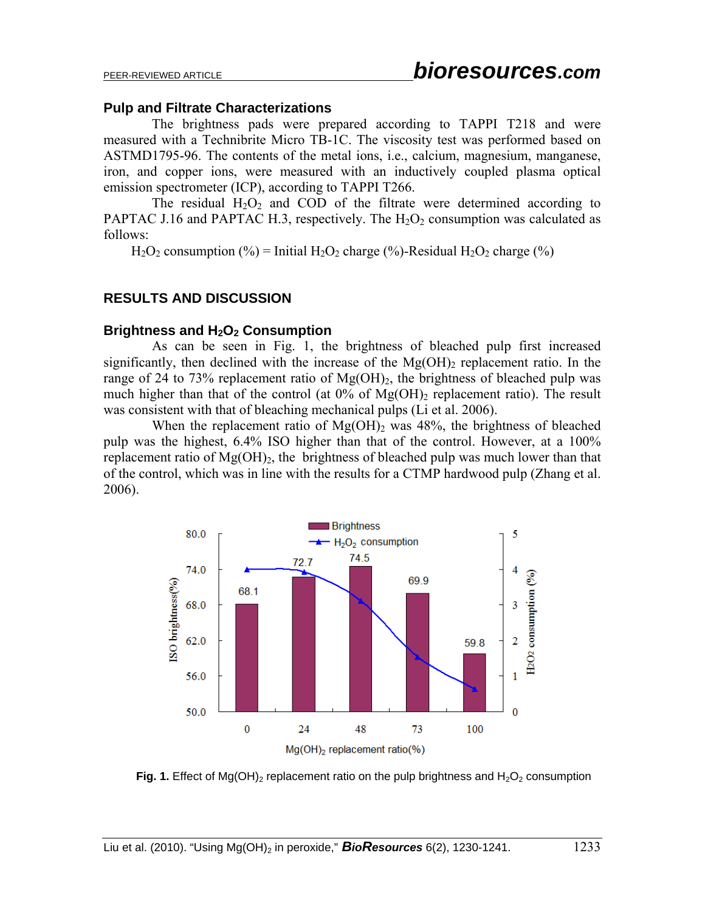### Pulp and Filtrate Characterizations

The brightness pads were prepared according to TAPPI T218 and were measured with a Technibrite Micro TB-1C. The viscosity test was performed based on ASTMD1795-96. The contents of the metal ions, i.e., calcium, magnesium, manganese, iron, and copper ions, were measured with an inductively coupled plasma optical emission spectrometer (ICP), according to TAPPI T266.

The residual $H_2O_2$ and COD of the filtrate were determined according to PAPTAC J.16 and PAPTAC H.3, respectively. The $H_2O_2$ consumption was calculated as follows:

$H_2O_2$ consumption (%) = Initial $H_2O_2$ charge (%)-Residual $H_2O_2$ charge (%)

## RESULTS AND DISCUSSION

### Brightness and $H_2O_2$ Consumption

As can be seen in Fig. 1, the brightness of bleached pulp first increased significantly, then declined with the increase of the $Mg(OH)_2$ replacement ratio. In the range of 24 to 73% replacement ratio of $Mg(OH)_2$, the brightness of bleached pulp was much higher than that of the control (at 0% of $Mg(OH)_2$ replacement ratio). The result was consistent with that of bleaching mechanical pulps (Li et al. 2006).

When the replacement ratio of $Mg(OH)_2$ was 48%, the brightness of bleached pulp was the highest, 6.4% ISO higher than that of the control. However, at a 100% replacement ratio of $Mg(OH)_2$, the brightness of bleached pulp was much lower than that of the control, which was in line with the results for a CTMP hardwood pulp (Zhang et al. 2006).

**Fig. 1.** Effect of $Mg(OH)_2$ replacement ratio on the pulp brightness and $H_2O_2$ consumption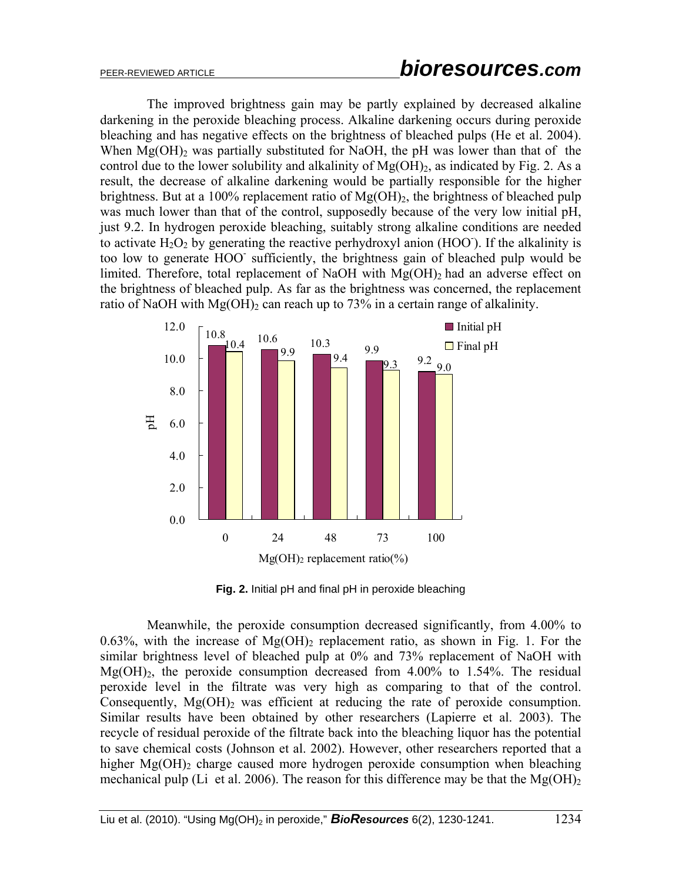The improved brightness gain may be partly explained by decreased alkaline darkening in the peroxide bleaching process. Alkaline darkening occurs during peroxide bleaching and has negative effects on the brightness of bleached pulps (He et al. 2004). When $Mg(OH)_2$ was partially substituted for NaOH, the pH was lower than that of the control due to the lower solubility and alkalinity of $Mg(OH)_2$, as indicated by Fig. 2. As a result, the decrease of alkaline darkening would be partially responsible for the higher brightness. But at a 100% replacement ratio of $Mg(OH)_2$, the brightness of bleached pulp was much lower than that of the control, supposedly because of the very low initial pH, just 9.2. In hydrogen peroxide bleaching, suitably strong alkaline conditions are needed to activate $H_2O_2$ by generating the reactive perhydroxyl anion ($HOO^-$). If the alkalinity is too low to generate $HOO^-$ sufficiently, the brightness gain of bleached pulp would be limited. Therefore, total replacement of NaOH with $Mg(OH)_2$ had an adverse effect on the brightness of bleached pulp. As far as the brightness was concerned, the replacement ratio of NaOH with $Mg(OH)_2$ can reach up to 73% in a certain range of alkalinity.

| $Mg(OH)_2$ replacement ratio (%) | Initial pH | Final pH |
|---|---|---|
| 0 | 10.8 | 10.4 |
| 24 | 10.6 | 9.9 |
| 48 | 10.3 | 9.4 |
| 73 | 9.9 | 9.3 |
| 100 | 9.2 | 9.0 |

**Fig. 2.** Initial pH and final pH in peroxide bleaching

Meanwhile, the peroxide consumption decreased significantly, from 4.00% to 0.63%, with the increase of $Mg(OH)_2$ replacement ratio, as shown in Fig. 1. For the similar brightness level of bleached pulp at 0% and 73% replacement of NaOH with $Mg(OH)_2$, the peroxide consumption decreased from 4.00% to 1.54%. The residual peroxide level in the filtrate was very high as comparing to that of the control. Consequently, $Mg(OH)_2$ was efficient at reducing the rate of peroxide consumption. Similar results have been obtained by other researchers (Lapierre et al. 2003). The recycle of residual peroxide of the filtrate back into the bleaching liquor has the potential to save chemical costs (Johnson et al. 2002). However, other researchers reported that a higher $Mg(OH)_2$ charge caused more hydrogen peroxide consumption when bleaching mechanical pulp (Li et al. 2006). The reason for this difference may be that the $Mg(OH)_2$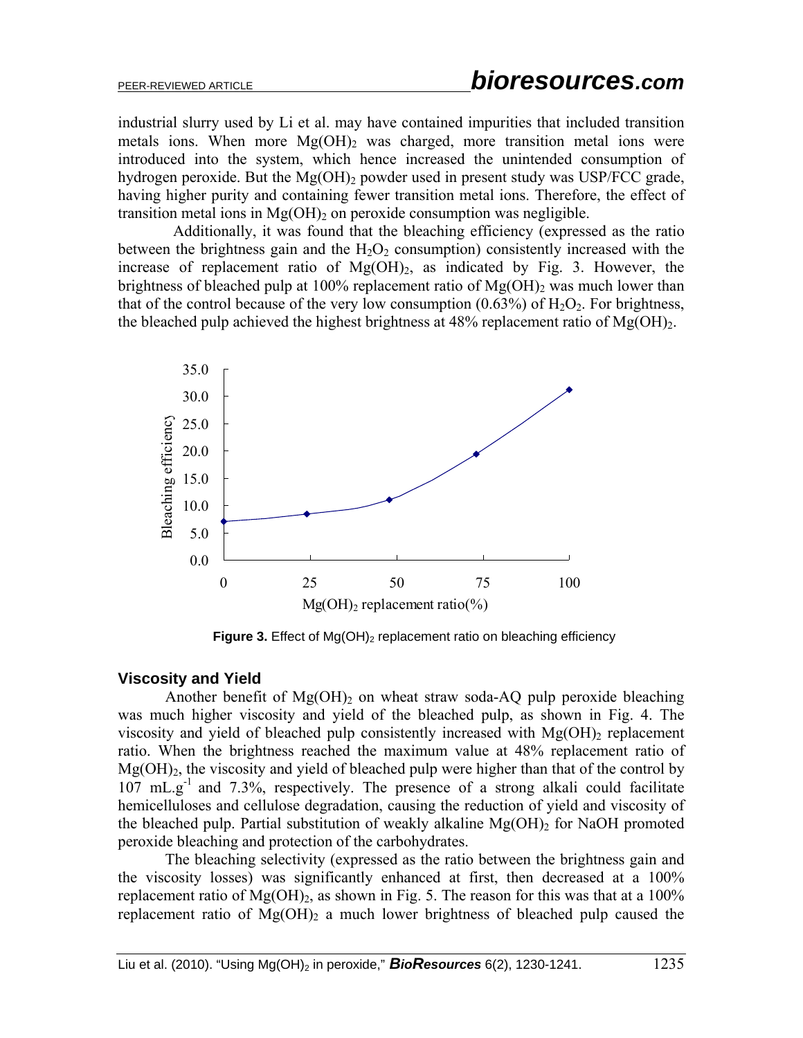industrial slurry used by Li et al. may have contained impurities that included transition metals ions. When more $Mg(OH)_2$ was charged, more transition metal ions were introduced into the system, which hence increased the unintended consumption of hydrogen peroxide. But the $Mg(OH)_2$ powder used in present study was USP/FCC grade, having higher purity and containing fewer transition metal ions. Therefore, the effect of transition metal ions in $Mg(OH)_2$ on peroxide consumption was negligible.

Additionally, it was found that the bleaching efficiency (expressed as the ratio between the brightness gain and the $H_2O_2$ consumption) consistently increased with the increase of replacement ratio of $Mg(OH)_2$, as indicated by Fig. 3. However, the brightness of bleached pulp at 100% replacement ratio of $Mg(OH)_2$ was much lower than that of the control because of the very low consumption (0.63%) of $H_2O_2$. For brightness, the bleached pulp achieved the highest brightness at 48% replacement ratio of $Mg(OH)_2$.

**Figure 3.** Effect of $Mg(OH)_2$ replacement ratio on bleaching efficiency

### Viscosity and Yield

Another benefit of $Mg(OH)_2$ on wheat straw soda-AQ pulp peroxide bleaching was much higher viscosity and yield of the bleached pulp, as shown in Fig. 4. The viscosity and yield of bleached pulp consistently increased with $Mg(OH)_2$ replacement ratio. When the brightness reached the maximum value at 48% replacement ratio of $Mg(OH)_2$, the viscosity and yield of bleached pulp were higher than that of the control by 107 $mL.g^{-1}$ and 7.3%, respectively. The presence of a strong alkali could facilitate hemicelluloses and cellulose degradation, causing the reduction of yield and viscosity of the bleached pulp. Partial substitution of weakly alkaline $Mg(OH)_2$ for NaOH promoted peroxide bleaching and protection of the carbohydrates.

The bleaching selectivity (expressed as the ratio between the brightness gain and the viscosity losses) was significantly enhanced at first, then decreased at a 100% replacement ratio of $Mg(OH)_2$, as shown in Fig. 5. The reason for this was that at a 100% replacement ratio of $Mg(OH)_2$ a much lower brightness of bleached pulp caused the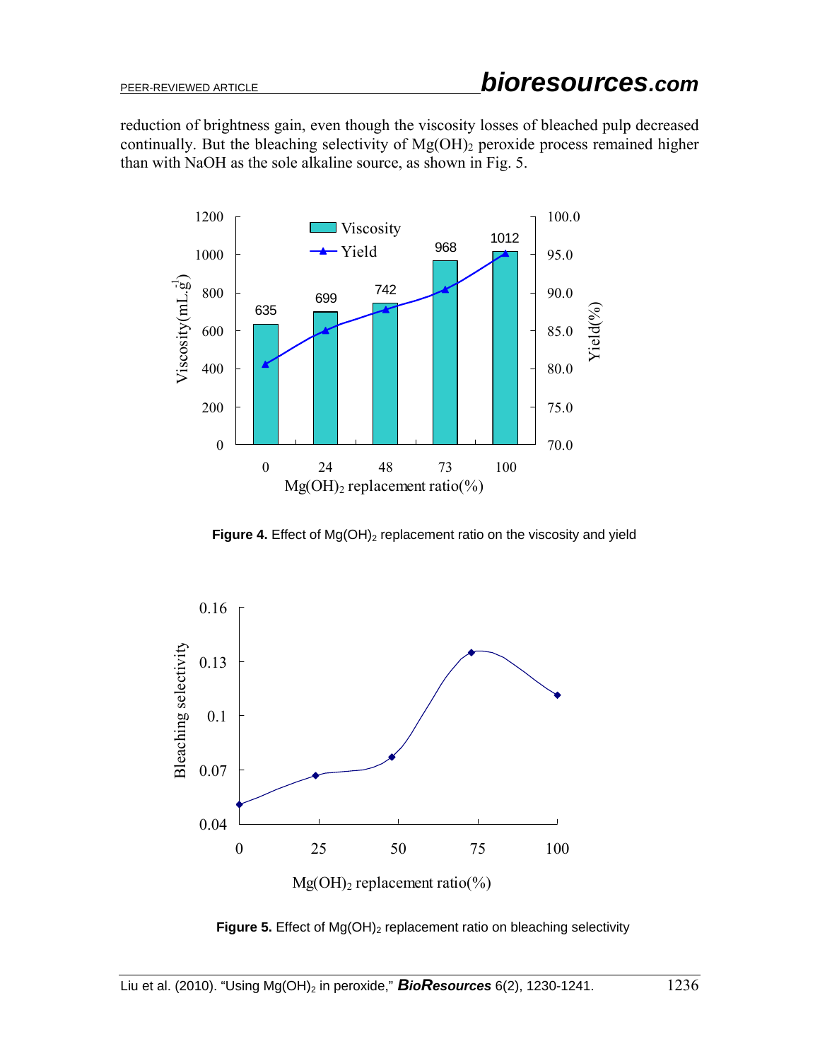reduction of brightness gain, even though the viscosity losses of bleached pulp decreased continually. But the bleaching selectivity of $Mg(OH)_2$ peroxide process remained higher than with NaOH as the sole alkaline source, as shown in Fig. 5.

**Figure 4.** Effect of $Mg(OH)_2$ replacement ratio on the viscosity and yield

**Figure 5.** Effect of $Mg(OH)_2$ replacement ratio on bleaching selectivity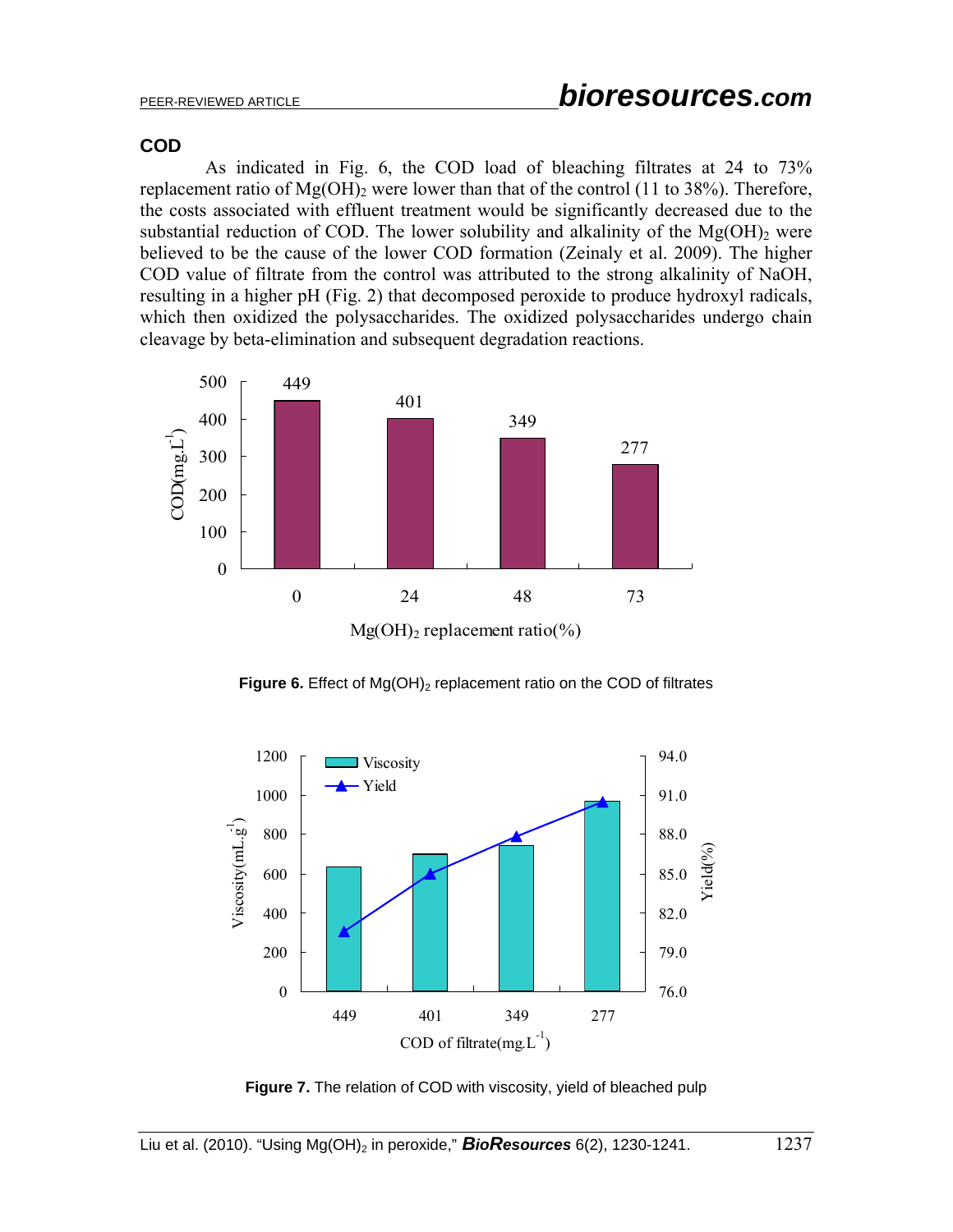### COD

As indicated in Fig. 6, the COD load of bleaching filtrates at 24 to 73% replacement ratio of $Mg(OH)_2$ were lower than that of the control (11 to 38%). Therefore, the costs associated with effluent treatment would be significantly decreased due to the substantial reduction of COD. The lower solubility and alkalinity of the $Mg(OH)_2$ were believed to be the cause of the lower COD formation (Zeinaly et al. 2009). The higher COD value of filtrate from the control was attributed to the strong alkalinity of NaOH, resulting in a higher pH (Fig. 2) that decomposed peroxide to produce hydroxyl radicals, which then oxidized the polysaccharides. The oxidized polysaccharides undergo chain cleavage by beta-elimination and subsequent degradation reactions.

**Figure 6.** Effect of $Mg(OH)_2$ replacement ratio on the COD of filtrates

**Figure 7.** The relation of COD with viscosity, yield of bleached pulp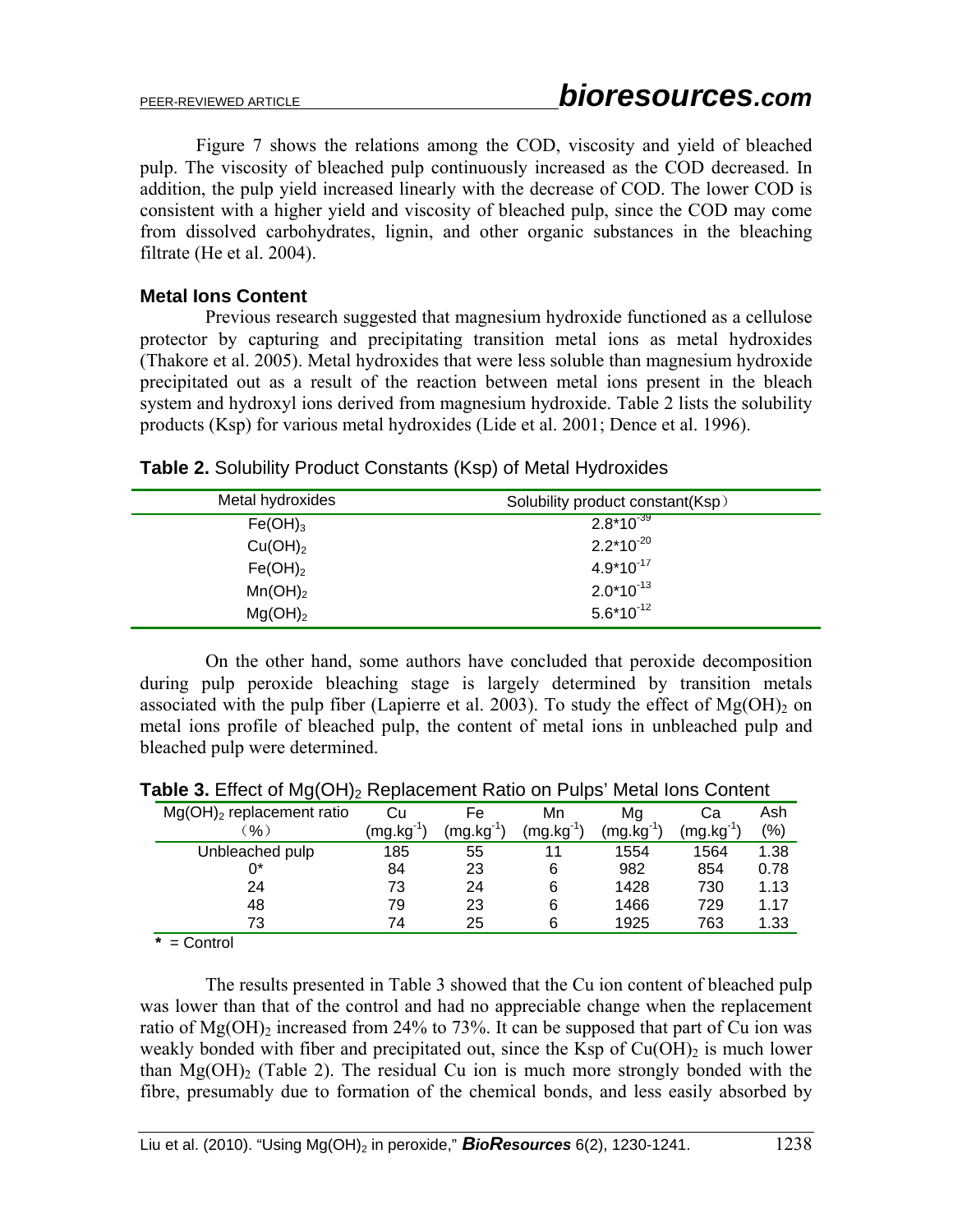Figure 7 shows the relations among the COD, viscosity and yield of bleached pulp. The viscosity of bleached pulp continuously increased as the COD decreased. In addition, the pulp yield increased linearly with the decrease of COD. The lower COD is consistent with a higher yield and viscosity of bleached pulp, since the COD may come from dissolved carbohydrates, lignin, and other organic substances in the bleaching filtrate (He et al. 2004).

### Metal Ions Content

Previous research suggested that magnesium hydroxide functioned as a cellulose protector by capturing and precipitating transition metal ions as metal hydroxides (Thakore et al. 2005). Metal hydroxides that were less soluble than magnesium hydroxide precipitated out as a result of the reaction between metal ions present in the bleach system and hydroxyl ions derived from magnesium hydroxide. Table 2 lists the solubility products (Ksp) for various metal hydroxides (Lide et al. 2001; Dence et al. 1996).

**Table 2.** Solubility Product Constants (Ksp) of Metal Hydroxides

| Metal hydroxides | Solubility product constant(Ksp) |
|---|---|
| $Fe(OH)_3$ | $2.8*10^{-39}$ |
| $Cu(OH)_2$ | $2.2*10^{-20}$ |
| $Fe(OH)_2$ | $4.9*10^{-17}$ |
| $Mn(OH)_2$ | $2.0*10^{-13}$ |
| $Mg(OH)_2$ | $5.6*10^{-12}$ |

On the other hand, some authors have concluded that peroxide decomposition during pulp peroxide bleaching stage is largely determined by transition metals associated with the pulp fiber (Lapierre et al. 2003). To study the effect of $Mg(OH)_2$ on metal ions profile of bleached pulp, the content of metal ions in unbleached pulp and bleached pulp were determined.

**Table 3.** Effect of $Mg(OH)_2$ Replacement Ratio on Pulps' Metal Ions Content

| $Mg(OH)_2$ replacement ratio (%) | Cu ($mg.kg^{-1}$) | Fe ($mg.kg^{-1}$) | Mn ($mg.kg^{-1}$) | Mg ($mg.kg^{-1}$) | Ca ($mg.kg^{-1}$) | Ash (%) |
|---|---|---|---|---|---|---|
| Unbleached pulp | 185 | 55 | 11 | 1554 | 1564 | 1.38 |
| 0* | 84 | 23 | 6 | 982 | 854 | 0.78 |
| 24 | 73 | 24 | 6 | 1428 | 730 | 1.13 |
| 48 | 79 | 23 | 6 | 1466 | 729 | 1.17 |
| 73 | 74 | 25 | 6 | 1925 | 763 | 1.33 |

* = Control

The results presented in Table 3 showed that the Cu ion content of bleached pulp was lower than that of the control and had no appreciable change when the replacement ratio of $Mg(OH)_2$ increased from 24% to 73%. It can be supposed that part of Cu ion was weakly bonded with fiber and precipitated out, since the Ksp of $Cu(OH)_2$ is much lower than $Mg(OH)_2$ (Table 2). The residual Cu ion is much more strongly bonded with the fibre, presumably due to formation of the chemical bonds, and less easily absorbed by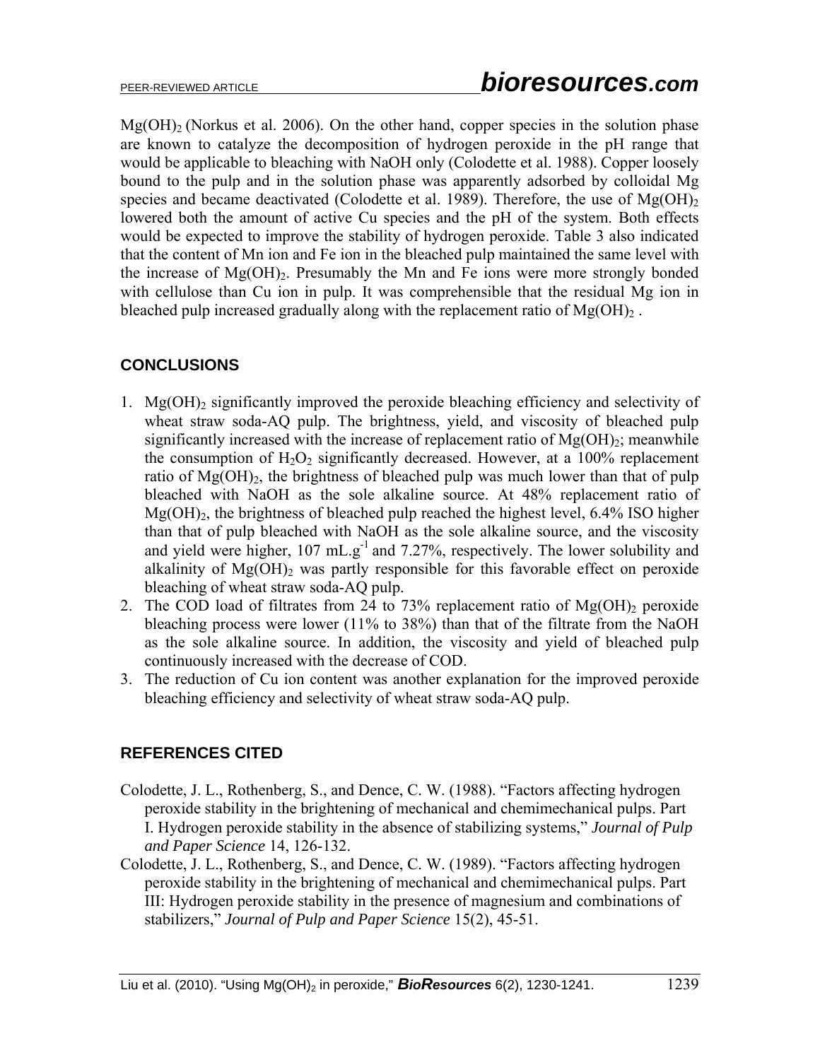$Mg(OH)_2$ (Norkus et al. 2006). On the other hand, copper species in the solution phase are known to catalyze the decomposition of hydrogen peroxide in the pH range that would be applicable to bleaching with NaOH only (Colodette et al. 1988). Copper loosely bound to the pulp and in the solution phase was apparently adsorbed by colloidal Mg species and became deactivated (Colodette et al. 1989). Therefore, the use of $Mg(OH)_2$ lowered both the amount of active Cu species and the pH of the system. Both effects would be expected to improve the stability of hydrogen peroxide. Table 3 also indicated that the content of Mn ion and Fe ion in the bleached pulp maintained the same level with the increase of $Mg(OH)_2$. Presumably the Mn and Fe ions were more strongly bonded with cellulose than Cu ion in pulp. It was comprehensible that the residual Mg ion in bleached pulp increased gradually along with the replacement ratio of $Mg(OH)_2$ .

## CONCLUSIONS

1. $Mg(OH)_2$ significantly improved the peroxide bleaching efficiency and selectivity of wheat straw soda-AQ pulp. The brightness, yield, and viscosity of bleached pulp significantly increased with the increase of replacement ratio of $Mg(OH)_2$; meanwhile the consumption of $H_2O_2$ significantly decreased. However, at a 100% replacement ratio of $Mg(OH)_2$, the brightness of bleached pulp was much lower than that of pulp bleached with NaOH as the sole alkaline source. At 48% replacement ratio of $Mg(OH)_2$, the brightness of bleached pulp reached the highest level, 6.4% ISO higher than that of pulp bleached with NaOH as the sole alkaline source, and the viscosity and yield were higher, 107 $mL.g^{-1}$ and 7.27%, respectively. The lower solubility and alkalinity of $Mg(OH)_2$ was partly responsible for this favorable effect on peroxide bleaching of wheat straw soda-AQ pulp.
2. The COD load of filtrates from 24 to 73% replacement ratio of $Mg(OH)_2$ peroxide bleaching process were lower (11% to 38%) than that of the filtrate from the NaOH as the sole alkaline source. In addition, the viscosity and yield of bleached pulp continuously increased with the decrease of COD.
3. The reduction of Cu ion content was another explanation for the improved peroxide bleaching efficiency and selectivity of wheat straw soda-AQ pulp.

## REFERENCES CITED

Colodette, J. L., Rothenberg, S., and Dence, C. W. (1988). "Factors affecting hydrogen peroxide stability in the brightening of mechanical and chemimechanical pulps. Part I. Hydrogen peroxide stability in the absence of stabilizing systems," *Journal of Pulp and Paper Science* 14, 126-132.

Colodette, J. L., Rothenberg, S., and Dence, C. W. (1989). "Factors affecting hydrogen peroxide stability in the brightening of mechanical and chemimechanical pulps. Part III: Hydrogen peroxide stability in the presence of magnesium and combinations of stabilizers," *Journal of Pulp and Paper Science* 15(2), 45-51.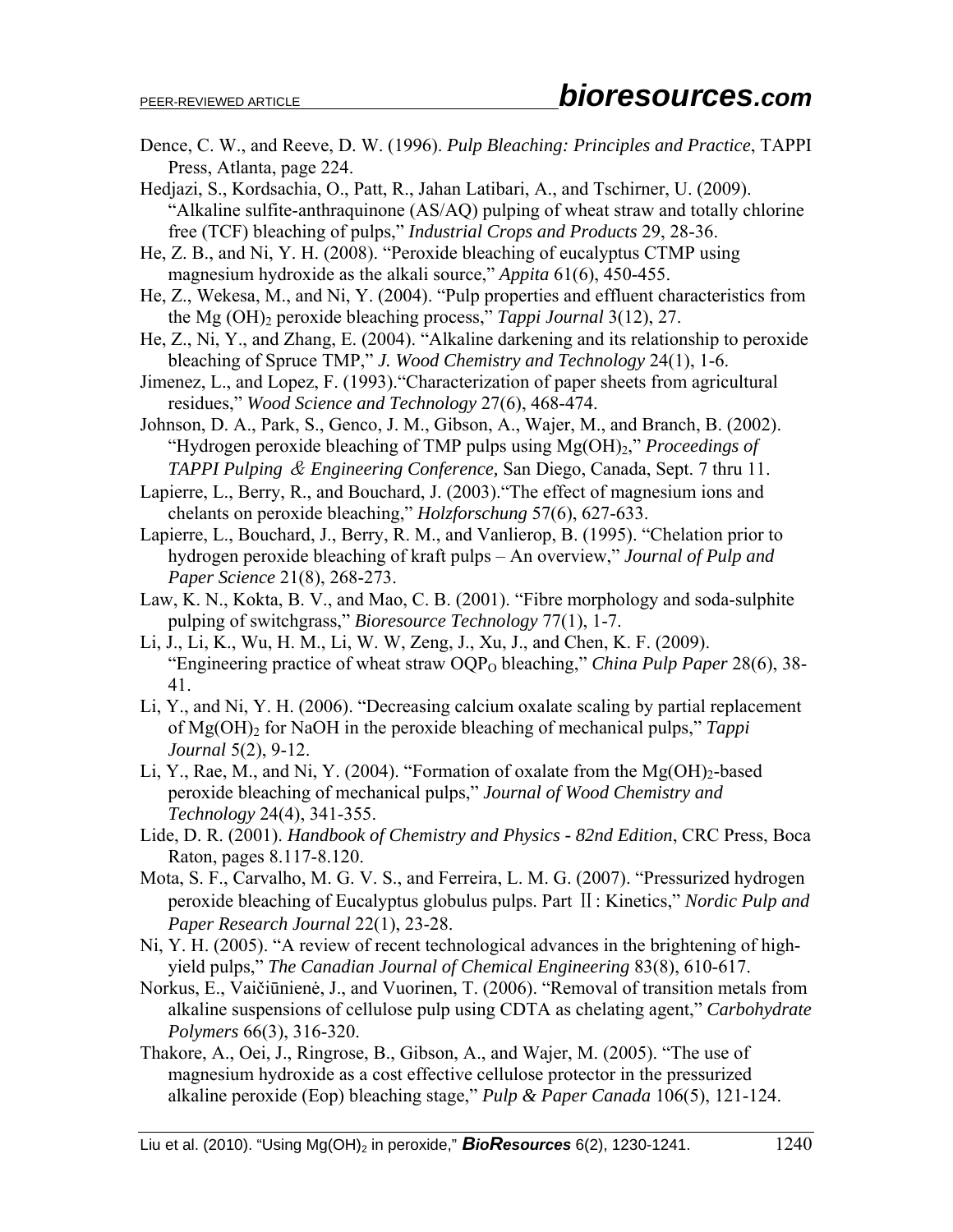Dence, C. W., and Reeve, D. W. (1996). *Pulp Bleaching: Principles and Practice*, TAPPI Press, Atlanta, page 224.

Hedjazi, S., Kordsachia, O., Patt, R., Jahan Latibari, A., and Tschirner, U. (2009). "Alkaline sulfite-anthraquinone (AS/AQ) pulping of wheat straw and totally chlorine free (TCF) bleaching of pulps," *Industrial Crops and Products* 29, 28-36.

He, Z. B., and Ni, Y. H. (2008). "Peroxide bleaching of eucalyptus CTMP using magnesium hydroxide as the alkali source," *Appita* 61(6), 450-455.

He, Z., Wekesa, M., and Ni, Y. (2004). "Pulp properties and effluent characteristics from the Mg $(OH)_2$ peroxide bleaching process," *Tappi Journal* 3(12), 27.

He, Z., Ni, Y., and Zhang, E. (2004). "Alkaline darkening and its relationship to peroxide bleaching of Spruce TMP," *J. Wood Chemistry and Technology* 24(1), 1-6.

Jimenez, L., and Lopez, F. (1993)."Characterization of paper sheets from agricultural residues," *Wood Science and Technology* 27(6), 468-474.

Johnson, D. A., Park, S., Genco, J. M., Gibson, A., Wajer, M., and Branch, B. (2002). "Hydrogen peroxide bleaching of TMP pulps using $Mg(OH)_2$," *Proceedings of TAPPI Pulping & Engineering Conference,* San Diego, Canada, Sept. 7 thru 11.

Lapierre, L., Berry, R., and Bouchard, J. (2003)."The effect of magnesium ions and chelants on peroxide bleaching," *Holzforschung* 57(6), 627-633.

Lapierre, L., Bouchard, J., Berry, R. M., and Vanlierop, B. (1995). "Chelation prior to hydrogen peroxide bleaching of kraft pulps – An overview," *Journal of Pulp and Paper Science* 21(8), 268-273.

Law, K. N., Kokta, B. V., and Mao, C. B. (2001). "Fibre morphology and soda-sulphite pulping of switchgrass," *Bioresource Technology* 77(1), 1-7.

Li, J., Li, K., Wu, H. M., Li, W. W, Zeng, J., Xu, J., and Chen, K. F. (2009). "Engineering practice of wheat straw $OQP_O$ bleaching," *China Pulp Paper* 28(6), 38-41.

Li, Y., and Ni, Y. H. (2006). "Decreasing calcium oxalate scaling by partial replacement of $Mg(OH)_2$ for NaOH in the peroxide bleaching of mechanical pulps," *Tappi Journal* 5(2), 9-12.

Li, Y., Rae, M., and Ni, Y. (2004). "Formation of oxalate from the $Mg(OH)_2$-based peroxide bleaching of mechanical pulps," *Journal of Wood Chemistry and Technology* 24(4), 341-355.

Lide, D. R. (2001). *Handbook of Chemistry and Physics - 82nd Edition*, CRC Press, Boca Raton, pages 8.117-8.120.

Mota, S. F., Carvalho, M. G. V. S., and Ferreira, L. M. G. (2007). "Pressurized hydrogen peroxide bleaching of Eucalyptus globulus pulps. Part Ⅱ: Kinetics," *Nordic Pulp and Paper Research Journal* 22(1), 23-28.

Ni, Y. H. (2005). "A review of recent technological advances in the brightening of high-yield pulps," *The Canadian Journal of Chemical Engineering* 83(8), 610-617.

Norkus, E., Vaičiūnienė, J., and Vuorinen, T. (2006). "Removal of transition metals from alkaline suspensions of cellulose pulp using CDTA as chelating agent," *Carbohydrate Polymers* 66(3), 316-320.

Thakore, A., Oei, J., Ringrose, B., Gibson, A., and Wajer, M. (2005). "The use of magnesium hydroxide as a cost effective cellulose protector in the pressurized alkaline peroxide (Eop) bleaching stage," *Pulp & Paper Canada* 106(5), 121-124.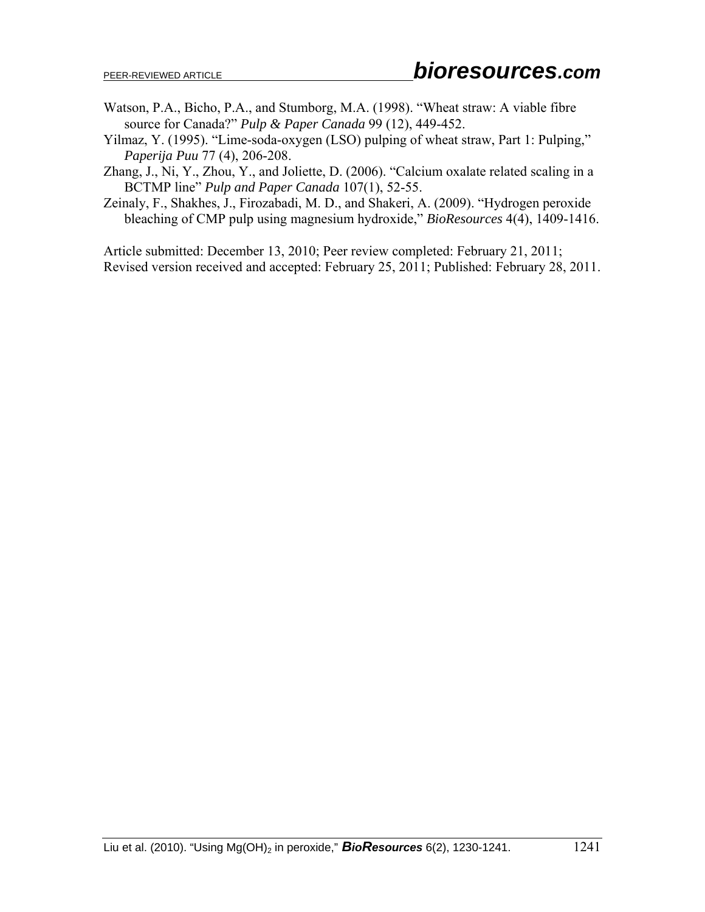Watson, P.A., Bicho, P.A., and Stumborg, M.A. (1998). "Wheat straw: A viable fibre source for Canada?" *Pulp & Paper Canada* 99 (12), 449-452.

Yilmaz, Y. (1995). "Lime-soda-oxygen (LSO) pulping of wheat straw, Part 1: Pulping," *Paperija Puu* 77 (4), 206-208.

Zhang, J., Ni, Y., Zhou, Y., and Joliette, D. (2006). "Calcium oxalate related scaling in a BCTMP line" *Pulp and Paper Canada* 107(1), 52-55.

Zeinaly, F., Shakhes, J., Firozabadi, M. D., and Shakeri, A. (2009). "Hydrogen peroxide bleaching of CMP pulp using magnesium hydroxide," *BioResources* 4(4), 1409-1416.

Article submitted: December 13, 2010; Peer review completed: February 21, 2011; Revised version received and accepted: February 25, 2011; Published: February 28, 2011.